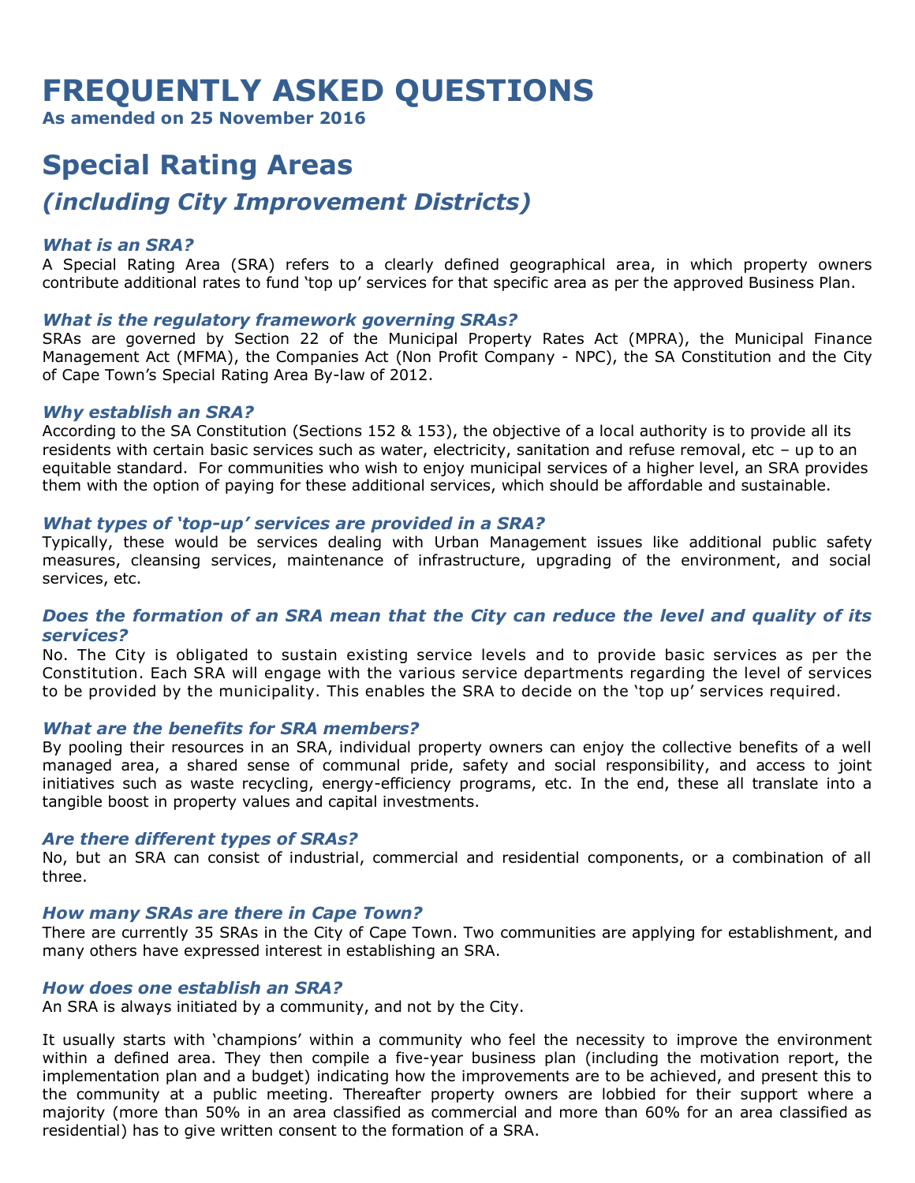# FREQUENTLY ASKED QUESTIONS

**As amended on 25 November 2016**

## Special Rating Areas

## *(including City Improvement Districts)*

### *What is an SRA?*

A Special Rating Area (SRA) refers to a clearly defined geographical area, in which property owners contribute additional rates to fund 'top up' services for that specific area as per the approved Business Plan.

### *What is the regulatory framework governing SRAs?*

SRAs are governed by Section 22 of the Municipal Property Rates Act (MPRA), the Municipal Finance Management Act (MFMA), the Companies Act (Non Profit Company - NPC), the SA Constitution and the City of Cape Town's Special Rating Area By-law of 2012.

### *Why establish an SRA?*

According to the SA Constitution (Sections 152 & 153), the objective of a local authority is to provide all its residents with certain basic services such as water, electricity, sanitation and refuse removal, etc – up to an equitable standard. For communities who wish to enjoy municipal services of a higher level, an SRA provides them with the option of paying for these additional services, which should be affordable and sustainable.

### *What types of 'top-up' services are provided in a SRA?*

Typically, these would be services dealing with Urban Management issues like additional public safety measures, cleansing services, maintenance of infrastructure, upgrading of the environment, and social services, etc.

### *Does the formation of an SRA mean that the City can reduce the level and quality of its services?*

No. The City is obligated to sustain existing service levels and to provide basic services as per the Constitution. Each SRA will engage with the various service departments regarding the level of services to be provided by the municipality. This enables the SRA to decide on the 'top up' services required.

### *What are the benefits for SRA members?*

By pooling their resources in an SRA, individual property owners can enjoy the collective benefits of a well managed area, a shared sense of communal pride, safety and social responsibility, and access to joint initiatives such as waste recycling, energy-efficiency programs, etc. In the end, these all translate into a tangible boost in property values and capital investments.

### *Are there different types of SRAs?*

No, but an SRA can consist of industrial, commercial and residential components, or a combination of all three.

### *How many SRAs are there in Cape Town?*

There are currently 35 SRAs in the City of Cape Town. Two communities are applying for establishment, and many others have expressed interest in establishing an SRA.

### *How does one establish an SRA?*

An SRA is always initiated by a community, and not by the City.

It usually starts with 'champions' within a community who feel the necessity to improve the environment within a defined area. They then compile a five-year business plan (including the motivation report, the implementation plan and a budget) indicating how the improvements are to be achieved, and present this to the community at a public meeting. Thereafter property owners are lobbied for their support where a majority (more than 50% in an area classified as commercial and more than 60% for an area classified as residential) has to give written consent to the formation of a SRA.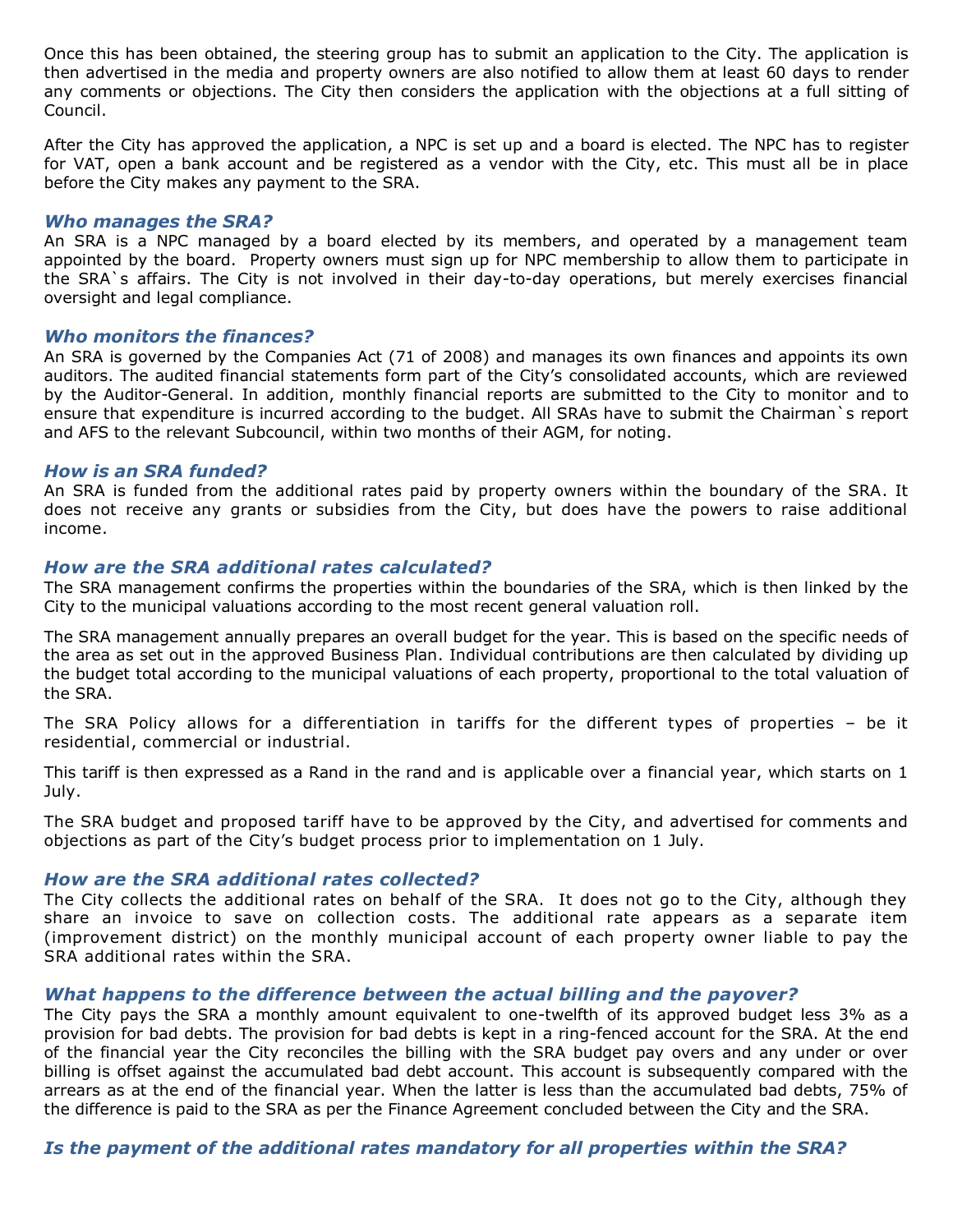Once this has been obtained, the steering group has to submit an application to the City. The application is then advertised in the media and property owners are also notified to allow them at least 60 days to render any comments or objections. The City then considers the application with the objections at a full sitting of Council.

After the City has approved the application, a NPC is set up and a board is elected. The NPC has to register for VAT, open a bank account and be registered as a vendor with the City, etc. This must all be in place before the City makes any payment to the SRA.

### *Who manages the SRA?*

An SRA is a NPC managed by a board elected by its members, and operated by a management team appointed by the board. Property owners must sign up for NPC membership to allow them to participate in the SRA`s affairs. The City is not involved in their day-to-day operations, but merely exercises financial oversight and legal compliance.

### *Who monitors the finances?*

An SRA is governed by the Companies Act (71 of 2008) and manages its own finances and appoints its own auditors. The audited financial statements form part of the City's consolidated accounts, which are reviewed by the Auditor-General. In addition, monthly financial reports are submitted to the City to monitor and to ensure that expenditure is incurred according to the budget. All SRAs have to submit the Chairman`s report and AFS to the relevant Subcouncil, within two months of their AGM, for noting.

### *How is an SRA funded?*

An SRA is funded from the additional rates paid by property owners within the boundary of the SRA. It does not receive any grants or subsidies from the City, but does have the powers to raise additional income.

### *How are the SRA additional rates calculated?*

The SRA management confirms the properties within the boundaries of the SRA, which is then linked by the City to the municipal valuations according to the most recent general valuation roll.

The SRA management annually prepares an overall budget for the year. This is based on the specific needs of the area as set out in the approved Business Plan. Individual contributions are then calculated by dividing up the budget total according to the municipal valuations of each property, proportional to the total valuation of the SRA.

The SRA Policy allows for a differentiation in tariffs for the different types of properties – be it residential, commercial or industrial.

This tariff is then expressed as a Rand in the rand and is applicable over a financial year, which starts on 1 July.

The SRA budget and proposed tariff have to be approved by the City, and advertised for comments and objections as part of the City's budget process prior to implementation on 1 July.

### *How are the SRA additional rates collected?*

The City collects the additional rates on behalf of the SRA. It does not go to the City, although they share an invoice to save on collection costs. The additional rate appears as a separate item (improvement district) on the monthly municipal account of each property owner liable to pay the SRA additional rates within the SRA.

### *What happens to the difference between the actual billing and the payover?*

The City pays the SRA a monthly amount equivalent to one-twelfth of its approved budget less 3% as a provision for bad debts. The provision for bad debts is kept in a ring-fenced account for the SRA. At the end of the financial year the City reconciles the billing with the SRA budget pay overs and any under or over billing is offset against the accumulated bad debt account. This account is subsequently compared with the arrears as at the end of the financial year. When the latter is less than the accumulated bad debts, 75% of the difference is paid to the SRA as per the Finance Agreement concluded between the City and the SRA.

### *Is the payment of the additional rates mandatory for all properties within the SRA?*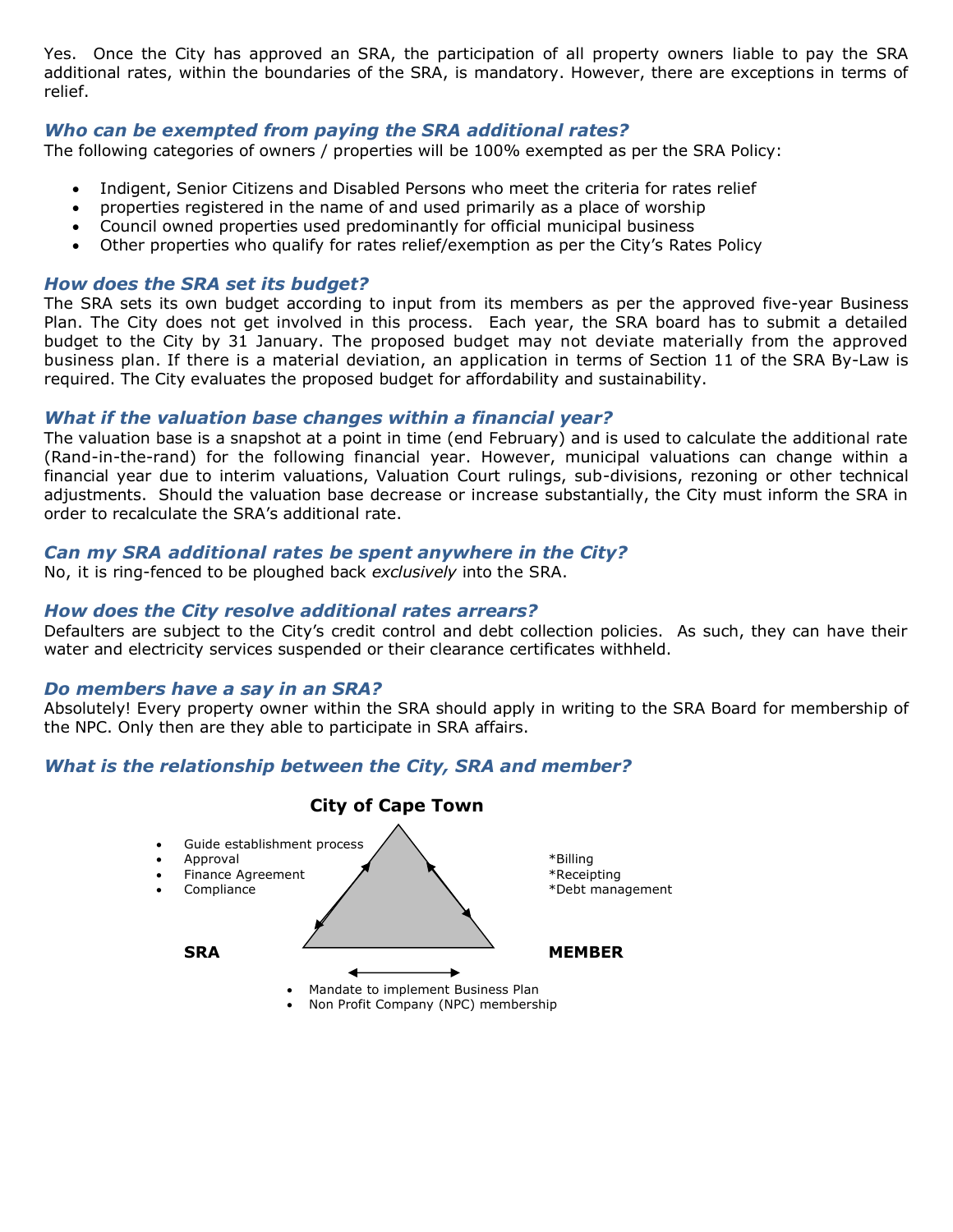Yes. Once the City has approved an SRA, the participation of all property owners liable to pay the SRA additional rates, within the boundaries of the SRA, is mandatory. However, there are exceptions in terms of relief.

### *Who can be exempted from paying the SRA additional rates?*

The following categories of owners / properties will be 100% exempted as per the SRA Policy:

- Indigent, Senior Citizens and Disabled Persons who meet the criteria for rates relief
- properties registered in the name of and used primarily as a place of worship
- Council owned properties used predominantly for official municipal business
- Other properties who qualify for rates relief/exemption as per the City's Rates Policy

### *How does the SRA set its budget?*

The SRA sets its own budget according to input from its members as per the approved five-year Business Plan. The City does not get involved in this process. Each year, the SRA board has to submit a detailed budget to the City by 31 January. The proposed budget may not deviate materially from the approved business plan. If there is a material deviation, an application in terms of Section 11 of the SRA By-Law is required. The City evaluates the proposed budget for affordability and sustainability.

### *What if the valuation base changes within a financial year?*

The valuation base is a snapshot at a point in time (end February) and is used to calculate the additional rate (Rand-in-the-rand) for the following financial year. However, municipal valuations can change within a financial year due to interim valuations, Valuation Court rulings, sub-divisions, rezoning or other technical adjustments. Should the valuation base decrease or increase substantially, the City must inform the SRA in order to recalculate the SRA's additional rate.

### *Can my SRA additional rates be spent anywhere in the City?*

No, it is ring-fenced to be ploughed back *exclusively* into the SRA.

### *How does the City resolve additional rates arrears?*

Defaulters are subject to the City's credit control and debt collection policies. As such, they can have their water and electricity services suspended or their clearance certificates withheld.

### *Do members have a say in an SRA?*

Absolutely! Every property owner within the SRA should apply in writing to the SRA Board for membership of the NPC. Only then are they able to participate in SRA affairs.

### *What is the relationship between the City, SRA and member?*

**City of Cape Town**

- Guide establishment process
- Approval
- Finance Agreement
- Compliance

*Billing
*Receipting
*Debt management

**SRA**

**MEMBER**

- Mandate to implement Business Plan
- Non Profit Company (NPC) membership